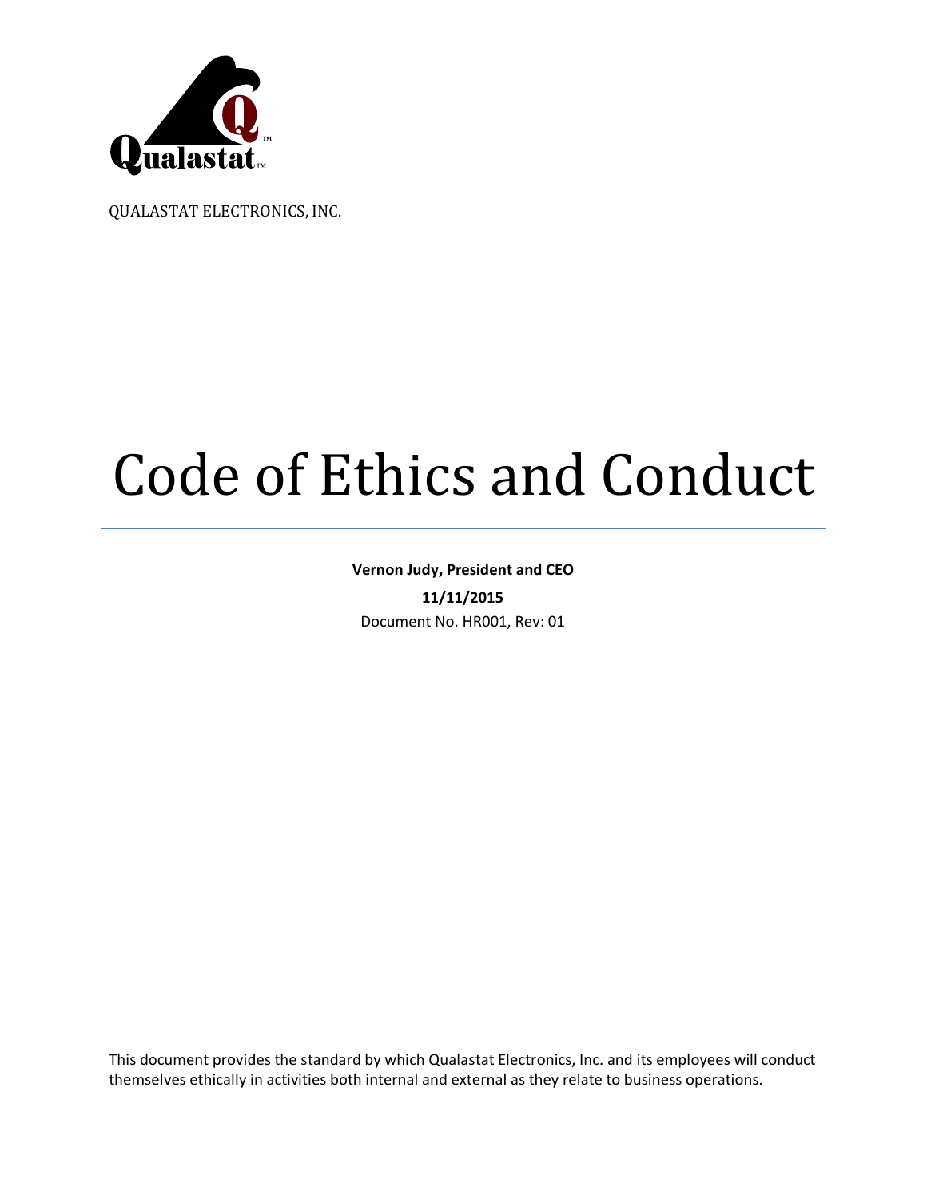QUALASTAT ELECTRONICS, INC.

# Code of Ethics and Conduct

**Vernon Judy, President and CEO**

**11/11/2015**

Document No. HR001, Rev: 01

This document provides the standard by which Qualastat Electronics, Inc. and its employees will conduct themselves ethically in activities both internal and external as they relate to business operations.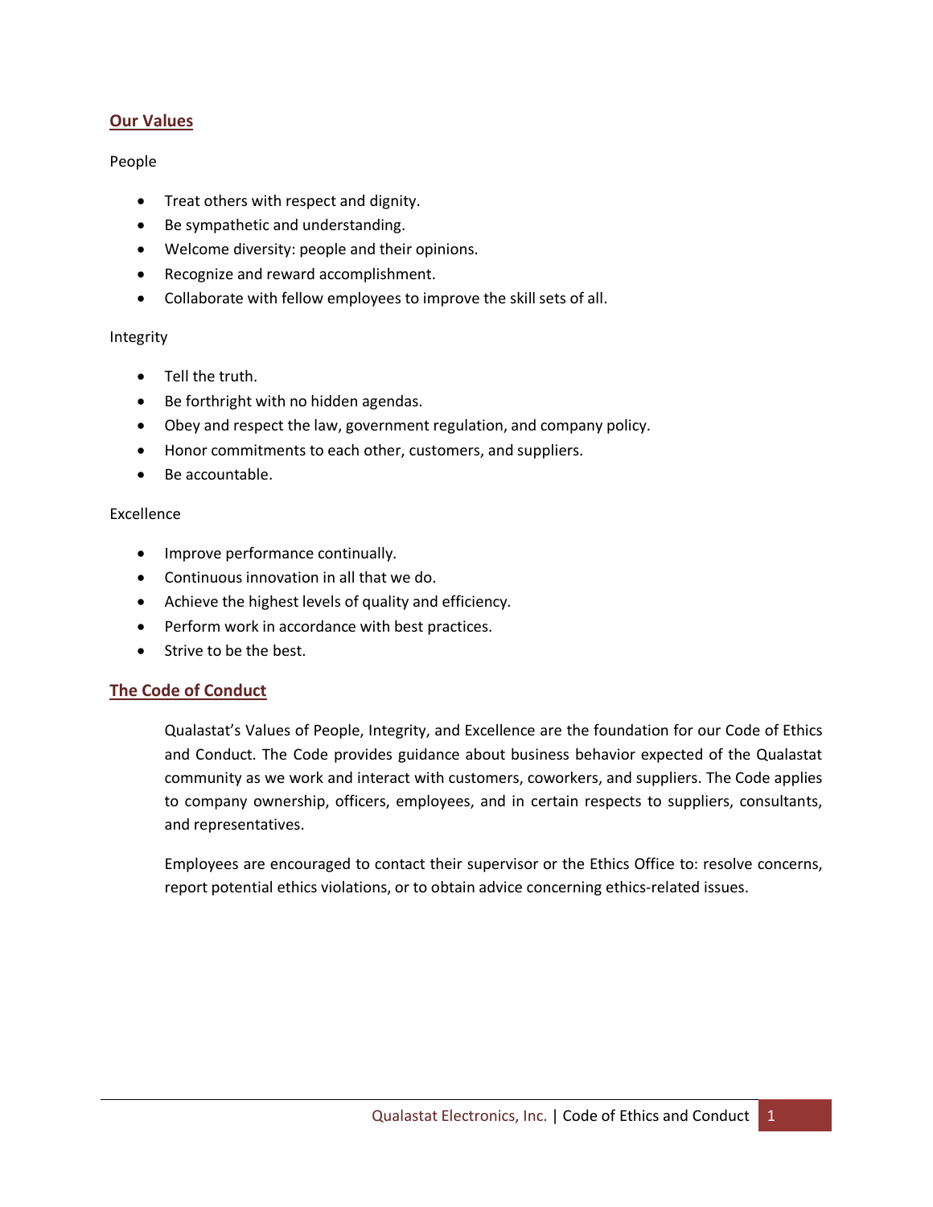## Our Values

People

- Treat others with respect and dignity.
- Be sympathetic and understanding.
- Welcome diversity: people and their opinions.
- Recognize and reward accomplishment.
- Collaborate with fellow employees to improve the skill sets of all.

Integrity

- Tell the truth.
- Be forthright with no hidden agendas.
- Obey and respect the law, government regulation, and company policy.
- Honor commitments to each other, customers, and suppliers.
- Be accountable.

Excellence

- Improve performance continually.
- Continuous innovation in all that we do.
- Achieve the highest levels of quality and efficiency.
- Perform work in accordance with best practices.
- Strive to be the best.

## The Code of Conduct

Qualastat's Values of People, Integrity, and Excellence are the foundation for our Code of Ethics and Conduct. The Code provides guidance about business behavior expected of the Qualastat community as we work and interact with customers, coworkers, and suppliers. The Code applies to company ownership, officers, employees, and in certain respects to suppliers, consultants, and representatives.

Employees are encouraged to contact their supervisor or the Ethics Office to: resolve concerns, report potential ethics violations, or to obtain advice concerning ethics-related issues.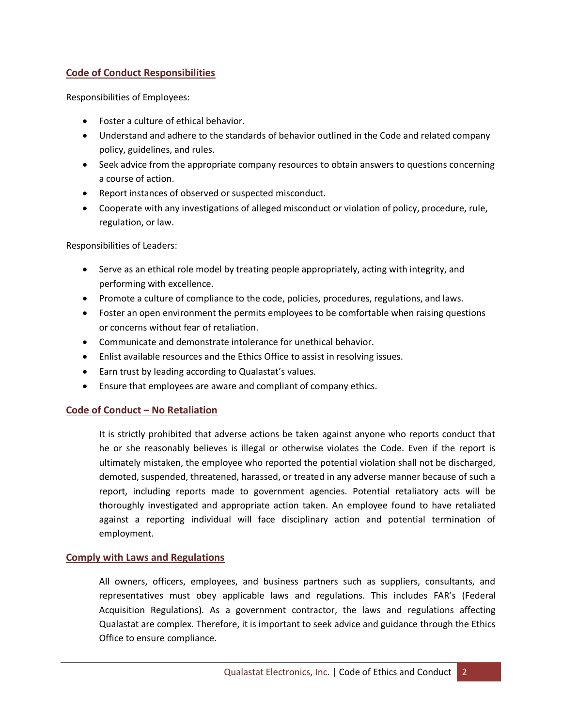## Code of Conduct Responsibilities

Responsibilities of Employees:

- Foster a culture of ethical behavior.
- Understand and adhere to the standards of behavior outlined in the Code and related company policy, guidelines, and rules.
- Seek advice from the appropriate company resources to obtain answers to questions concerning a course of action.
- Report instances of observed or suspected misconduct.
- Cooperate with any investigations of alleged misconduct or violation of policy, procedure, rule, regulation, or law.

Responsibilities of Leaders:

- Serve as an ethical role model by treating people appropriately, acting with integrity, and performing with excellence.
- Promote a culture of compliance to the code, policies, procedures, regulations, and laws.
- Foster an open environment the permits employees to be comfortable when raising questions or concerns without fear of retaliation.
- Communicate and demonstrate intolerance for unethical behavior.
- Enlist available resources and the Ethics Office to assist in resolving issues.
- Earn trust by leading according to Qualastat's values.
- Ensure that employees are aware and compliant of company ethics.

## Code of Conduct – No Retaliation

It is strictly prohibited that adverse actions be taken against anyone who reports conduct that he or she reasonably believes is illegal or otherwise violates the Code. Even if the report is ultimately mistaken, the employee who reported the potential violation shall not be discharged, demoted, suspended, threatened, harassed, or treated in any adverse manner because of such a report, including reports made to government agencies. Potential retaliatory acts will be thoroughly investigated and appropriate action taken. An employee found to have retaliated against a reporting individual will face disciplinary action and potential termination of employment.

## Comply with Laws and Regulations

All owners, officers, employees, and business partners such as suppliers, consultants, and representatives must obey applicable laws and regulations. This includes FAR's (Federal Acquisition Regulations). As a government contractor, the laws and regulations affecting Qualastat are complex. Therefore, it is important to seek advice and guidance through the Ethics Office to ensure compliance.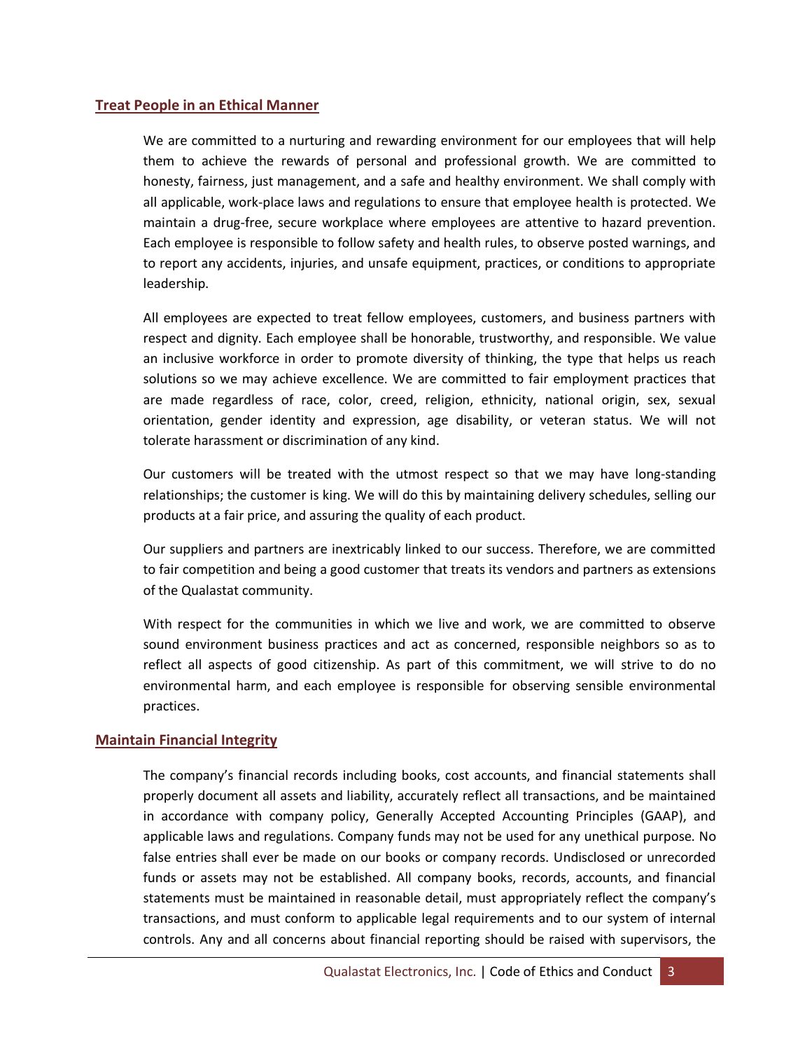## Treat People in an Ethical Manner

We are committed to a nurturing and rewarding environment for our employees that will help them to achieve the rewards of personal and professional growth. We are committed to honesty, fairness, just management, and a safe and healthy environment. We shall comply with all applicable, work-place laws and regulations to ensure that employee health is protected. We maintain a drug-free, secure workplace where employees are attentive to hazard prevention. Each employee is responsible to follow safety and health rules, to observe posted warnings, and to report any accidents, injuries, and unsafe equipment, practices, or conditions to appropriate leadership.

All employees are expected to treat fellow employees, customers, and business partners with respect and dignity. Each employee shall be honorable, trustworthy, and responsible. We value an inclusive workforce in order to promote diversity of thinking, the type that helps us reach solutions so we may achieve excellence. We are committed to fair employment practices that are made regardless of race, color, creed, religion, ethnicity, national origin, sex, sexual orientation, gender identity and expression, age disability, or veteran status. We will not tolerate harassment or discrimination of any kind.

Our customers will be treated with the utmost respect so that we may have long-standing relationships; the customer is king. We will do this by maintaining delivery schedules, selling our products at a fair price, and assuring the quality of each product.

Our suppliers and partners are inextricably linked to our success. Therefore, we are committed to fair competition and being a good customer that treats its vendors and partners as extensions of the Qualastat community.

With respect for the communities in which we live and work, we are committed to observe sound environment business practices and act as concerned, responsible neighbors so as to reflect all aspects of good citizenship. As part of this commitment, we will strive to do no environmental harm, and each employee is responsible for observing sensible environmental practices.

## Maintain Financial Integrity

The company's financial records including books, cost accounts, and financial statements shall properly document all assets and liability, accurately reflect all transactions, and be maintained in accordance with company policy, Generally Accepted Accounting Principles (GAAP), and applicable laws and regulations. Company funds may not be used for any unethical purpose. No false entries shall ever be made on our books or company records. Undisclosed or unrecorded funds or assets may not be established. All company books, records, accounts, and financial statements must be maintained in reasonable detail, must appropriately reflect the company's transactions, and must conform to applicable legal requirements and to our system of internal controls. Any and all concerns about financial reporting should be raised with supervisors, the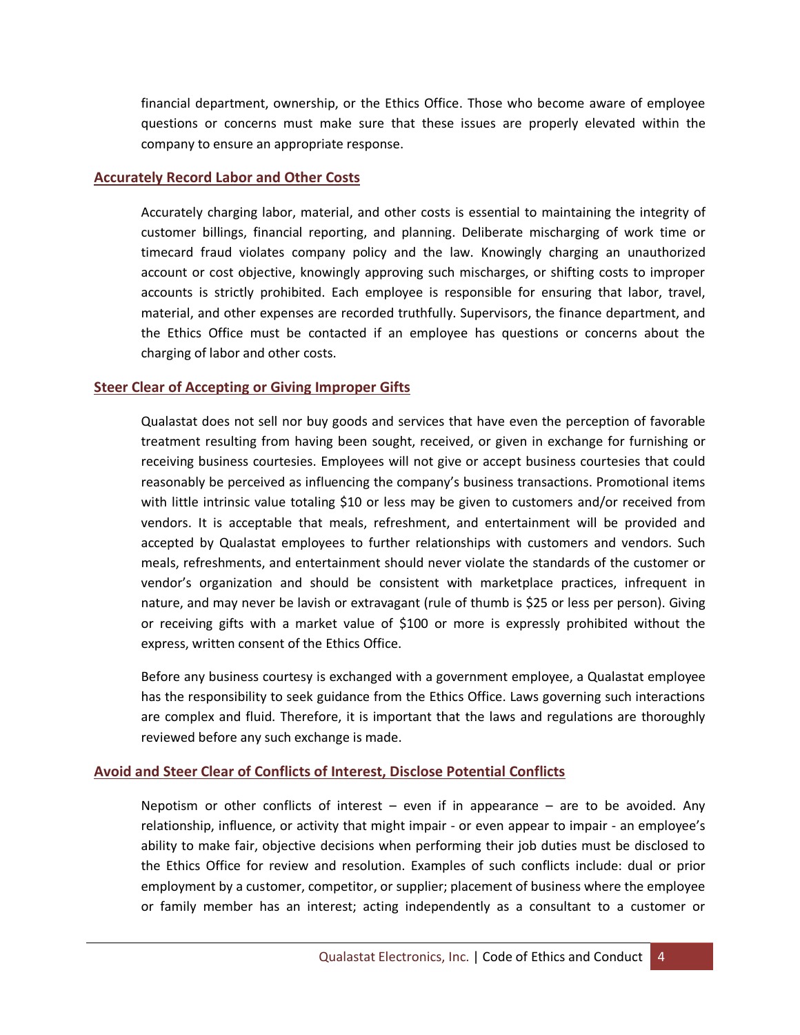financial department, ownership, or the Ethics Office. Those who become aware of employee questions or concerns must make sure that these issues are properly elevated within the company to ensure an appropriate response.

## Accurately Record Labor and Other Costs

Accurately charging labor, material, and other costs is essential to maintaining the integrity of customer billings, financial reporting, and planning. Deliberate mischarging of work time or timecard fraud violates company policy and the law. Knowingly charging an unauthorized account or cost objective, knowingly approving such mischarges, or shifting costs to improper accounts is strictly prohibited. Each employee is responsible for ensuring that labor, travel, material, and other expenses are recorded truthfully. Supervisors, the finance department, and the Ethics Office must be contacted if an employee has questions or concerns about the charging of labor and other costs.

## Steer Clear of Accepting or Giving Improper Gifts

Qualastat does not sell nor buy goods and services that have even the perception of favorable treatment resulting from having been sought, received, or given in exchange for furnishing or receiving business courtesies. Employees will not give or accept business courtesies that could reasonably be perceived as influencing the company's business transactions. Promotional items with little intrinsic value totaling $10 or less may be given to customers and/or received from vendors. It is acceptable that meals, refreshment, and entertainment will be provided and accepted by Qualastat employees to further relationships with customers and vendors. Such meals, refreshments, and entertainment should never violate the standards of the customer or vendor's organization and should be consistent with marketplace practices, infrequent in nature, and may never be lavish or extravagant (rule of thumb is $25 or less per person). Giving or receiving gifts with a market value of $100 or more is expressly prohibited without the express, written consent of the Ethics Office.

Before any business courtesy is exchanged with a government employee, a Qualastat employee has the responsibility to seek guidance from the Ethics Office. Laws governing such interactions are complex and fluid. Therefore, it is important that the laws and regulations are thoroughly reviewed before any such exchange is made.

## Avoid and Steer Clear of Conflicts of Interest, Disclose Potential Conflicts

Nepotism or other conflicts of interest – even if in appearance – are to be avoided. Any relationship, influence, or activity that might impair - or even appear to impair - an employee's ability to make fair, objective decisions when performing their job duties must be disclosed to the Ethics Office for review and resolution. Examples of such conflicts include: dual or prior employment by a customer, competitor, or supplier; placement of business where the employee or family member has an interest; acting independently as a consultant to a customer or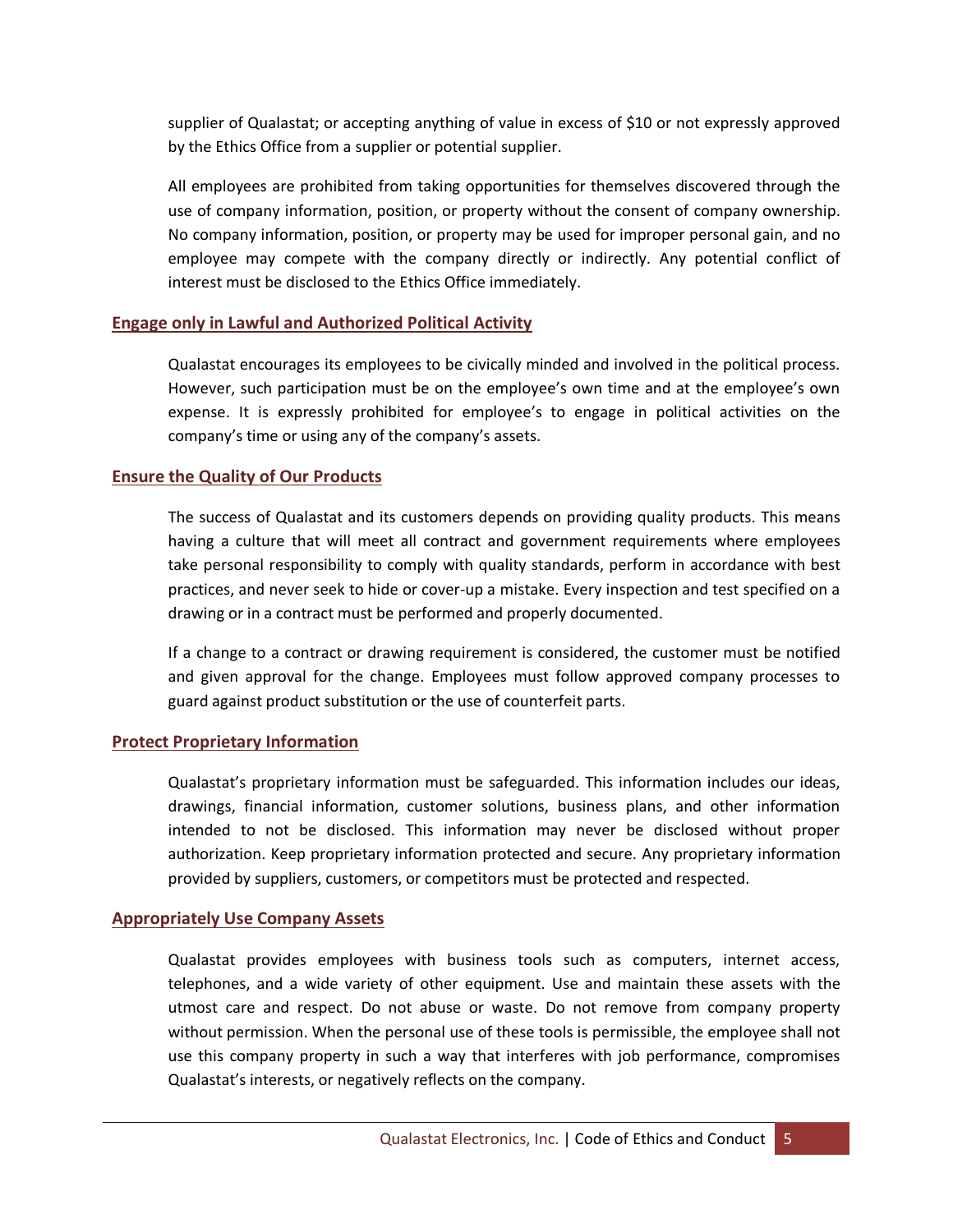supplier of Qualastat; or accepting anything of value in excess of $10 or not expressly approved by the Ethics Office from a supplier or potential supplier.

All employees are prohibited from taking opportunities for themselves discovered through the use of company information, position, or property without the consent of company ownership. No company information, position, or property may be used for improper personal gain, and no employee may compete with the company directly or indirectly. Any potential conflict of interest must be disclosed to the Ethics Office immediately.

## Engage only in Lawful and Authorized Political Activity

Qualastat encourages its employees to be civically minded and involved in the political process. However, such participation must be on the employee's own time and at the employee's own expense. It is expressly prohibited for employee's to engage in political activities on the company's time or using any of the company's assets.

## Ensure the Quality of Our Products

The success of Qualastat and its customers depends on providing quality products. This means having a culture that will meet all contract and government requirements where employees take personal responsibility to comply with quality standards, perform in accordance with best practices, and never seek to hide or cover-up a mistake. Every inspection and test specified on a drawing or in a contract must be performed and properly documented.

If a change to a contract or drawing requirement is considered, the customer must be notified and given approval for the change. Employees must follow approved company processes to guard against product substitution or the use of counterfeit parts.

## Protect Proprietary Information

Qualastat's proprietary information must be safeguarded. This information includes our ideas, drawings, financial information, customer solutions, business plans, and other information intended to not be disclosed. This information may never be disclosed without proper authorization. Keep proprietary information protected and secure. Any proprietary information provided by suppliers, customers, or competitors must be protected and respected.

## Appropriately Use Company Assets

Qualastat provides employees with business tools such as computers, internet access, telephones, and a wide variety of other equipment. Use and maintain these assets with the utmost care and respect. Do not abuse or waste. Do not remove from company property without permission. When the personal use of these tools is permissible, the employee shall not use this company property in such a way that interferes with job performance, compromises Qualastat's interests, or negatively reflects on the company.